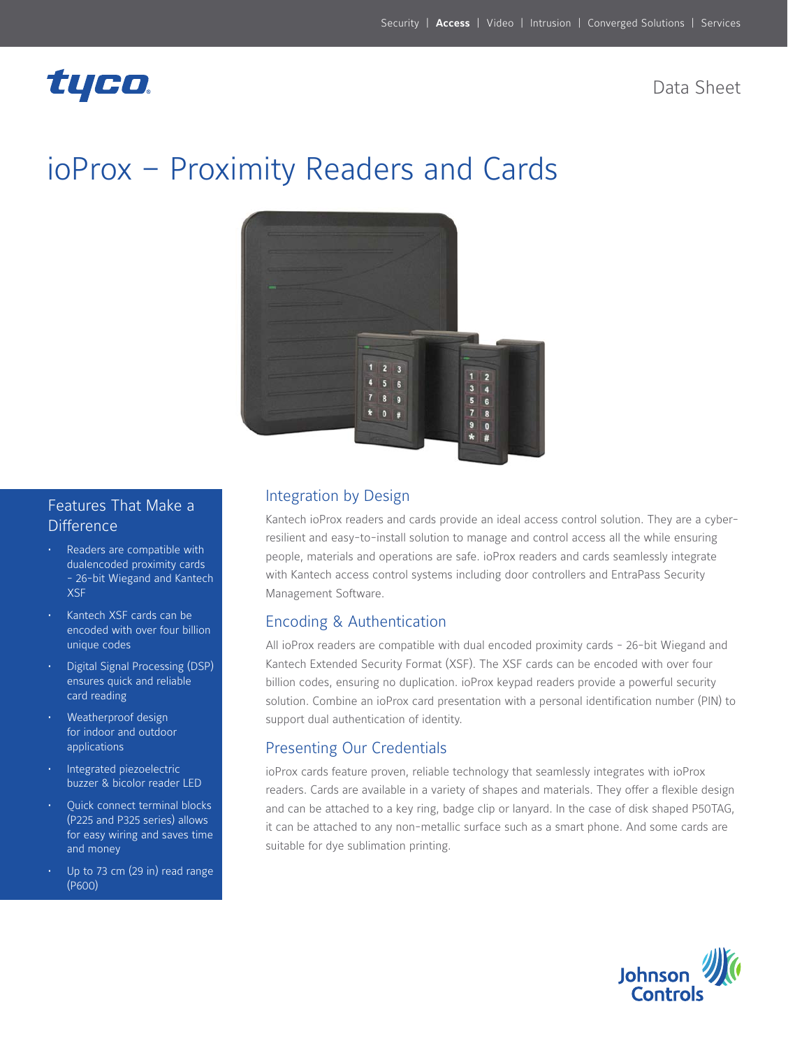Data Sheet

# ioProx – Proximity Readers and Cards

## Features That Make a Difference

- Readers are compatible with dualencoded proximity cards – 26-bit Wiegand and Kantech XSF
- Kantech XSF cards can be encoded with over four billion unique codes
- Digital Signal Processing (DSP) ensures quick and reliable card reading
- Weatherproof design for indoor and outdoor applications
- Integrated piezoelectric buzzer & bicolor reader LED
- Quick connect terminal blocks (P225 and P325 series) allows for easy wiring and saves time and money
- Up to 73 cm (29 in) read range (P600)

## Integration by Design

Kantech ioProx readers and cards provide an ideal access control solution. They are a cyber-resilient and easy-to-install solution to manage and control access all the while ensuring people, materials and operations are safe. ioProx readers and cards seamlessly integrate with Kantech access control systems including door controllers and EntraPass Security Management Software.

## Encoding & Authentication

All ioProx readers are compatible with dual encoded proximity cards - 26-bit Wiegand and Kantech Extended Security Format (XSF). The XSF cards can be encoded with over four billion codes, ensuring no duplication. ioProx keypad readers provide a powerful security solution. Combine an ioProx card presentation with a personal identification number (PIN) to support dual authentication of identity.

## Presenting Our Credentials

ioProx cards feature proven, reliable technology that seamlessly integrates with ioProx readers. Cards are available in a variety of shapes and materials. They offer a flexible design and can be attached to a key ring, badge clip or lanyard. In the case of disk shaped P50TAG, it can be attached to any non-metallic surface such as a smart phone. And some cards are suitable for dye sublimation printing.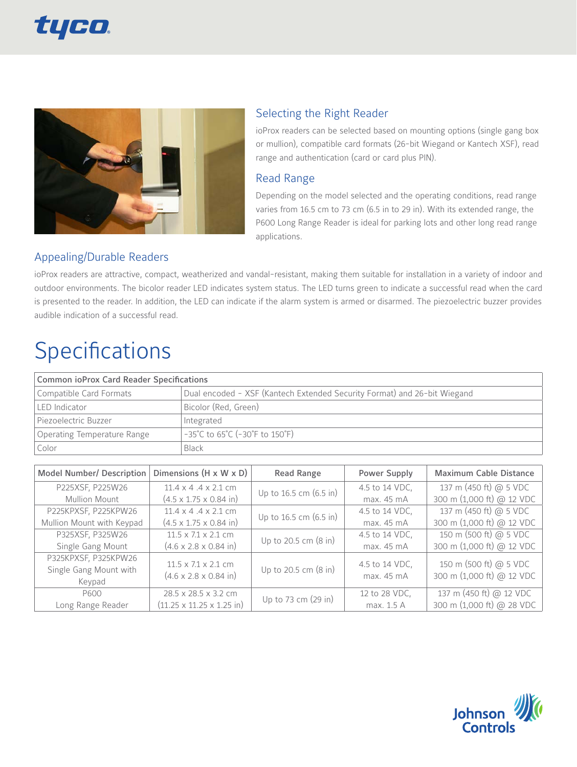## Selecting the Right Reader

ioProx readers can be selected based on mounting options (single gang box or mullion), compatible card formats (26-bit Wiegand or Kantech XSF), read range and authentication (card or card plus PIN).

## Read Range

Depending on the model selected and the operating conditions, read range varies from 16.5 cm to 73 cm (6.5 in to 29 in). With its extended range, the P600 Long Range Reader is ideal for parking lots and other long read range applications.

## Appealing/Durable Readers

ioProx readers are attractive, compact, weatherized and vandal-resistant, making them suitable for installation in a variety of indoor and outdoor environments. The bicolor reader LED indicates system status. The LED turns green to indicate a successful read when the card is presented to the reader. In addition, the LED can indicate if the alarm system is armed or disarmed. The piezoelectric buzzer provides audible indication of a successful read.

# Specifications

| Common ioProx Card Reader Specifications | |
|---|---|
| Compatible Card Formats | Dual encoded - XSF (Kantech Extended Security Format) and 26-bit Wiegand |
| LED Indicator | Bicolor (Red, Green) |
| Piezoelectric Buzzer | Integrated |
| Operating Temperature Range | -35˚C to 65˚C (-30˚F to 150˚F) |
| Color | Black |

| Model Number/ Description | Dimensions (H x W x D) | Read Range | Power Supply | Maximum Cable Distance |
|---|---|---|---|---|
| P225XSF, P225W26 Mullion Mount | 11.4 x 4 .4 x 2.1 cm (4.5 x 1.75 x 0.84 in) | Up to 16.5 cm (6.5 in) | 4.5 to 14 VDC, max. 45 mA | 137 m (450 ft) @ 5 VDC 300 m (1,000 ft) @ 12 VDC |
| P225KPXSF, P225KPW26 Mullion Mount with Keypad | 11.4 x 4 .4 x 2.1 cm (4.5 x 1.75 x 0.84 in) | Up to 16.5 cm (6.5 in) | 4.5 to 14 VDC, max. 45 mA | 137 m (450 ft) @ 5 VDC 300 m (1,000 ft) @ 12 VDC |
| P325XSF, P325W26 Single Gang Mount | 11.5 x 7.1 x 2.1 cm (4.6 x 2.8 x 0.84 in) | Up to 20.5 cm (8 in) | 4.5 to 14 VDC, max. 45 mA | 150 m (500 ft) @ 5 VDC 300 m (1,000 ft) @ 12 VDC |
| P325KPXSF, P325KPW26 Single Gang Mount with Keypad | 11.5 x 7.1 x 2.1 cm (4.6 x 2.8 x 0.84 in) | Up to 20.5 cm (8 in) | 4.5 to 14 VDC, max. 45 mA | 150 m (500 ft) @ 5 VDC 300 m (1,000 ft) @ 12 VDC |
| P600 Long Range Reader | 28.5 x 28.5 x 3.2 cm (11.25 x 11.25 x 1.25 in) | Up to 73 cm (29 in) | 12 to 28 VDC, max. 1.5 A | 137 m (450 ft) @ 12 VDC 300 m (1,000 ft) @ 28 VDC |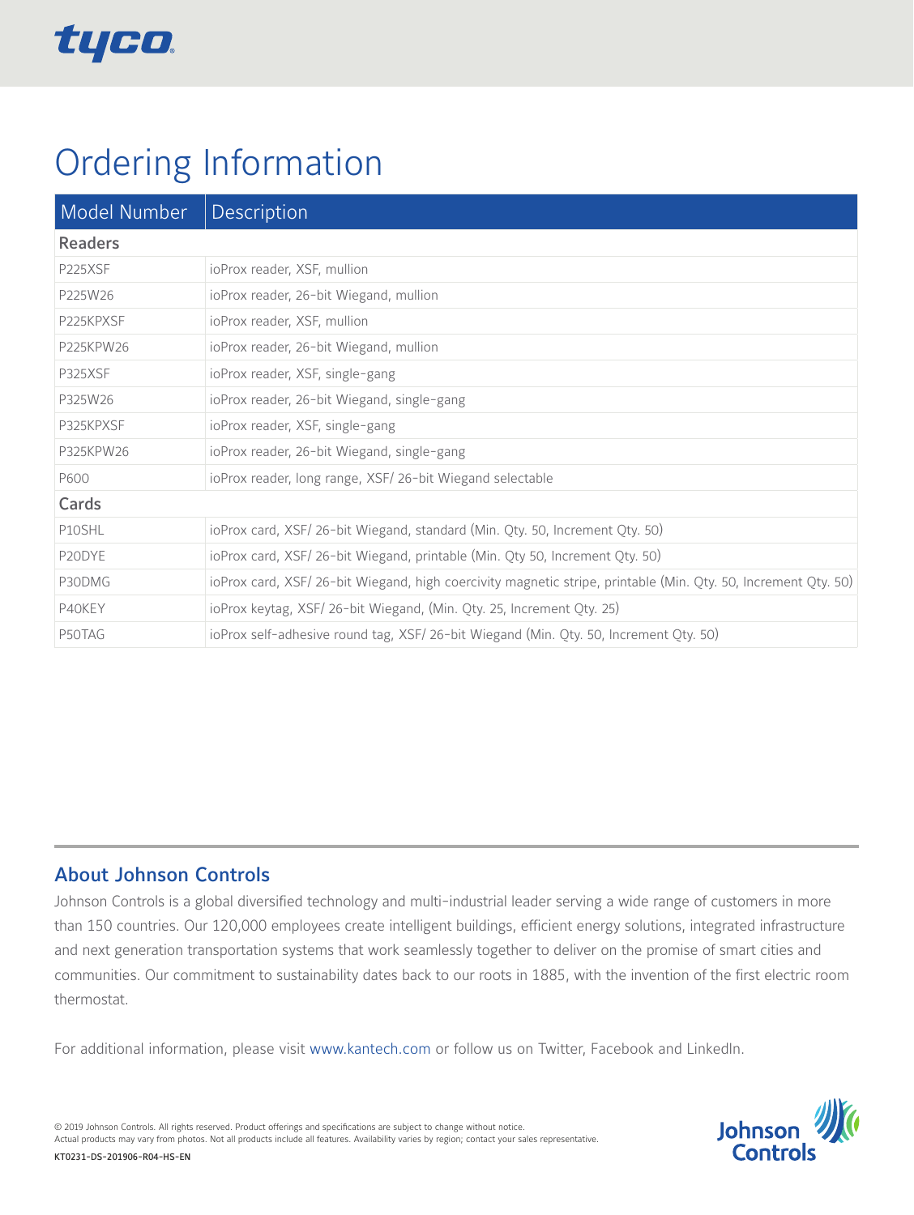# Ordering Information

| Model Number | Description |
|---|---|
| **Readers** | |
| P225XSF | ioProx reader, XSF, mullion |
| P225W26 | ioProx reader, 26-bit Wiegand, mullion |
| P225KPXSF | ioProx reader, XSF, mullion |
| P225KPW26 | ioProx reader, 26-bit Wiegand, mullion |
| P325XSF | ioProx reader, XSF, single-gang |
| P325W26 | ioProx reader, 26-bit Wiegand, single-gang |
| P325KPXSF | ioProx reader, XSF, single-gang |
| P325KPW26 | ioProx reader, 26-bit Wiegand, single-gang |
| P600 | ioProx reader, long range, XSF/ 26-bit Wiegand selectable |
| **Cards** | |
| P10SHL | ioProx card, XSF/ 26-bit Wiegand, standard (Min. Qty. 50, Increment Qty. 50) |
| P20DYE | ioProx card, XSF/ 26-bit Wiegand, printable (Min. Qty 50, Increment Qty. 50) |
| P30DMG | ioProx card, XSF/ 26-bit Wiegand, high coercivity magnetic stripe, printable (Min. Qty. 50, Increment Qty. 50) |
| P40KEY | ioProx keytag, XSF/ 26-bit Wiegand, (Min. Qty. 25, Increment Qty. 25) |
| P50TAG | ioProx self-adhesive round tag, XSF/ 26-bit Wiegand (Min. Qty. 50, Increment Qty. 50) |

## About Johnson Controls

Johnson Controls is a global diversified technology and multi-industrial leader serving a wide range of customers in more than 150 countries. Our 120,000 employees create intelligent buildings, efficient energy solutions, integrated infrastructure and next generation transportation systems that work seamlessly together to deliver on the promise of smart cities and communities. Our commitment to sustainability dates back to our roots in 1885, with the invention of the first electric room thermostat.

For additional information, please visit www.kantech.com or follow us on Twitter, Facebook and LinkedIn.

© 2019 Johnson Controls. All rights reserved. Product offerings and specifications are subject to change without notice.
Actual products may vary from photos. Not all products include all features. Availability varies by region; contact your sales representative.

KT0231-DS-201906-R04-HS-EN